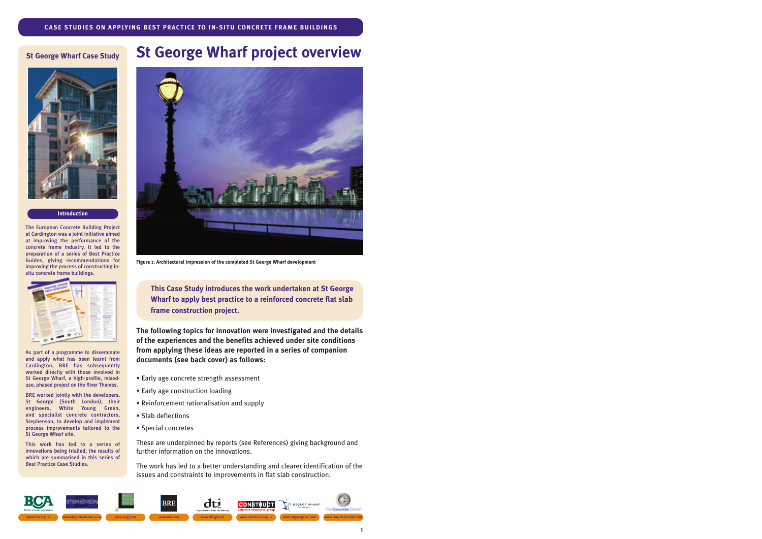# St George Wharf project overview

## St George Wharf Case Study

### Introduction

The European Concrete Building Project at Cardington was a joint initiative aimed at improving the performance of the concrete frame industry. It led to the preparation of a series of Best Practice Guides, giving recommendations for improving the process of constructing in-situ concrete frame buildings.

As part of a programme to disseminate and apply what has been learnt from Cardington, BRE has subsequently worked directly with those involved in St George Wharf, a high-profile, mixed-use, phased project on the River Thames.

BRE worked jointly with the developers, St George (South London), their engineers, White Young Green, and specialist concrete contractors, Stephenson, to develop and implement process improvements tailored to the St George Wharf site.

This work has led to a series of innovations being trialled, the results of which are summarised in this series of Best Practice Case Studies.

Figure 1: Architectural impression of the completed St George Wharf development

**This Case Study introduces the work undertaken at St George Wharf to apply best practice to a reinforced concrete flat slab frame construction project.**

**The following topics for innovation were investigated and the details of the experiences and the benefits achieved under site conditions from applying these ideas are reported in a series of companion documents (see back cover) as follows:**

- Early age concrete strength assessment
- Early age construction loading
- Reinforcement rationalisation and supply
- Slab deflections
- Special concretes

These are underpinned by reports (see References) giving background and further information on the innovations.

The work has led to a better understanding and clearer identification of the issues and constraints to improvements in flat slab construction.

www.bca.org.uk | www.stephenson-ssc.co.uk | www.wyg.com | www.bre.com | www.dti.gov.uk | www.construct.org.uk | www.stgeorgeplc.com | www.concretecentre.com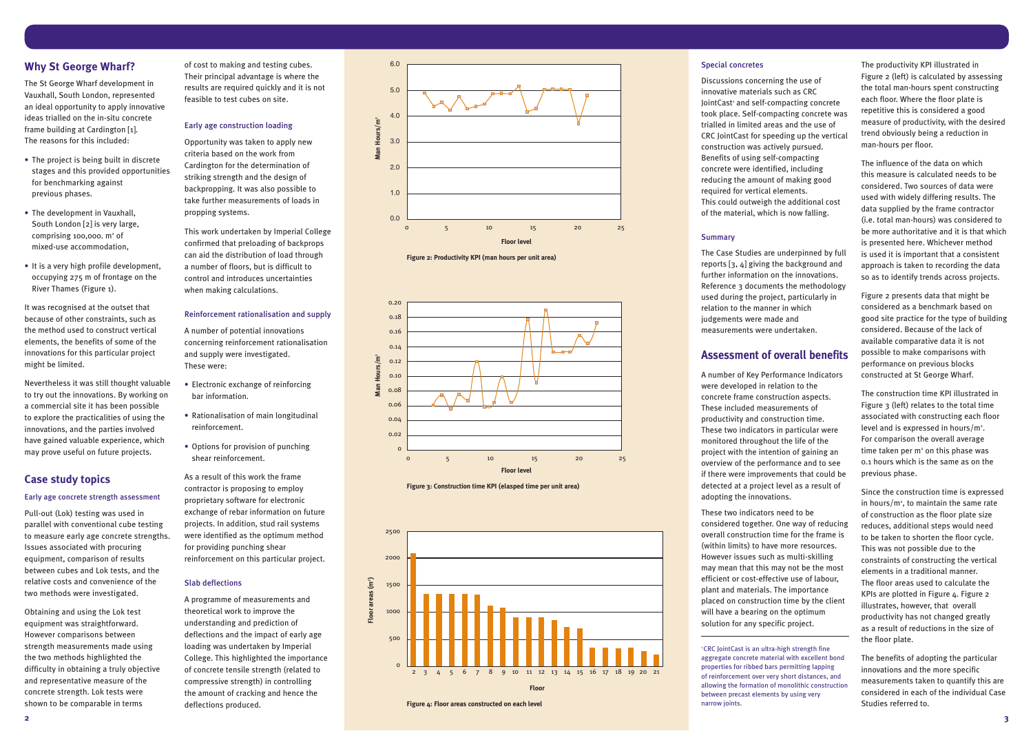## Why St George Wharf?

The St George Wharf development in Vauxhall, South London, represented an ideal opportunity to apply innovative ideas trialled on the in-situ concrete frame building at Cardington [1]. The reasons for this included:

- The project is being built in discrete stages and this provided opportunities for benchmarking against previous phases.
- The development in Vauxhall, South London [2] is very large, comprising 100,000. m² of mixed-use accommodation,
- It is a very high profile development, occupying 275 m of frontage on the River Thames (Figure 1).

It was recognised at the outset that because of other constraints, such as the method used to construct vertical elements, the benefits of some of the innovations for this particular project might be limited.

Nevertheless it was still thought valuable to try out the innovations. By working on a commercial site it has been possible to explore the practicalities of using the innovations, and the parties involved have gained valuable experience, which may prove useful on future projects.

## Case study topics

### Early age concrete strength assessment

Pull-out (Lok) testing was used in parallel with conventional cube testing to measure early age concrete strengths. Issues associated with procuring equipment, comparison of results between cubes and Lok tests, and the relative costs and convenience of the two methods were investigated.

Obtaining and using the Lok test equipment was straightforward. However comparisons between strength measurements made using the two methods highlighted the difficulty in obtaining a truly objective and representative measure of the concrete strength. Lok tests were shown to be comparable in terms of cost to making and testing cubes. Their principal advantage is where the results are required quickly and it is not feasible to test cubes on site.

### Early age construction loading

Opportunity was taken to apply new criteria based on the work from Cardington for the determination of striking strength and the design of backpropping. It was also possible to take further measurements of loads in propping systems.

This work undertaken by Imperial College confirmed that preloading of backprops can aid the distribution of load through a number of floors, but is difficult to control and introduces uncertainties when making calculations.

### Reinforcement rationalisation and supply

A number of potential innovations concerning reinforcement rationalisation and supply were investigated. These were:

- Electronic exchange of reinforcing bar information.
- Rationalisation of main longitudinal reinforcement.
- Options for provision of punching shear reinforcement.

As a result of this work the frame contractor is proposing to employ proprietary software for electronic exchange of rebar information on future projects. In addition, stud rail systems were identified as the optimum method for providing punching shear reinforcement on this particular project.

### Slab deflections

A programme of measurements and theoretical work to improve the understanding and prediction of deflections and the impact of early age loading was undertaken by Imperial College. This highlighted the importance of concrete tensile strength (related to compressive strength) in controlling the amount of cracking and hence the deflections produced.

**Figure 2: Productivity KPI (man hours per unit area)**

**Figure 3: Construction time KPI (elasped time per unit area)**

**Figure 4: Floor areas constructed on each level**

### Special concretes

Discussions concerning the use of innovative materials such as CRC JointCast[1] and self-compacting concrete took place. Self-compacting concrete was trialled in limited areas and the use of CRC JointCast for speeding up the vertical construction was actively pursued. Benefits of using self-compacting concrete were identified, including reducing the amount of making good required for vertical elements. This could outweigh the additional cost of the material, which is now falling.

### Summary

The Case Studies are underpinned by full reports [3, 4] giving the background and further information on the innovations. Reference 3 documents the methodology used during the project, particularly in relation to the manner in which judgements were made and measurements were undertaken.

## Assessment of overall benefits

A number of Key Performance Indicators were developed in relation to the concrete frame construction aspects. These included measurements of productivity and construction time. These two indicators in particular were monitored throughout the life of the project with the intention of gaining an overview of the performance and to see if there were improvements that could be detected at a project level as a result of adopting the innovations.

These two indicators need to be considered together. One way of reducing overall construction time for the frame is (within limits) to have more resources. However issues such as multi-skilling may mean that this may not be the most efficient or cost-effective use of labour, plant and materials. The importance placed on construction time by the client will have a bearing on the optimum solution for any specific project.

[1] CRC JointCast is an ultra-high strength fine aggregate concrete material with excellent bond properties for ribbed bars permitting lapping of reinforcement over very short distances, and allowing the formation of monolithic construction between precast elements by using very narrow joints.

The productivity KPI illustrated in Figure 2 (left) is calculated by assessing the total man-hours spent constructing each floor. Where the floor plate is repetitive this is considered a good measure of productivity, with the desired trend obviously being a reduction in man-hours per floor.

The influence of the data on which this measure is calculated needs to be considered. Two sources of data were used with widely differing results. The data supplied by the frame contractor (i.e. total man-hours) was considered to be more authoritative and it is that which is presented here. Whichever method is used it is important that a consistent approach is taken to recording the data so as to identify trends across projects.

Figure 2 presents data that might be considered as a benchmark based on good site practice for the type of building considered. Because of the lack of available comparative data it is not possible to make comparisons with performance on previous blocks constructed at St George Wharf.

The construction time KPI illustrated in Figure 3 (left) relates to the total time associated with constructing each floor level and is expressed in hours/m². For comparison the overall average time taken per m² on this phase was 0.1 hours which is the same as on the previous phase.

Since the construction time is expressed in hours/m², to maintain the same rate of construction as the floor plate size reduces, additional steps would need to be taken to shorten the floor cycle. This was not possible due to the constraints of constructing the vertical elements in a traditional manner. The floor areas used to calculate the KPIs are plotted in Figure 4. Figure 2 illustrates, however, that overall productivity has not changed greatly as a result of reductions in the size of the floor plate.

The benefits of adopting the particular innovations and the more specific measurements taken to quantify this are considered in each of the individual Case Studies referred to.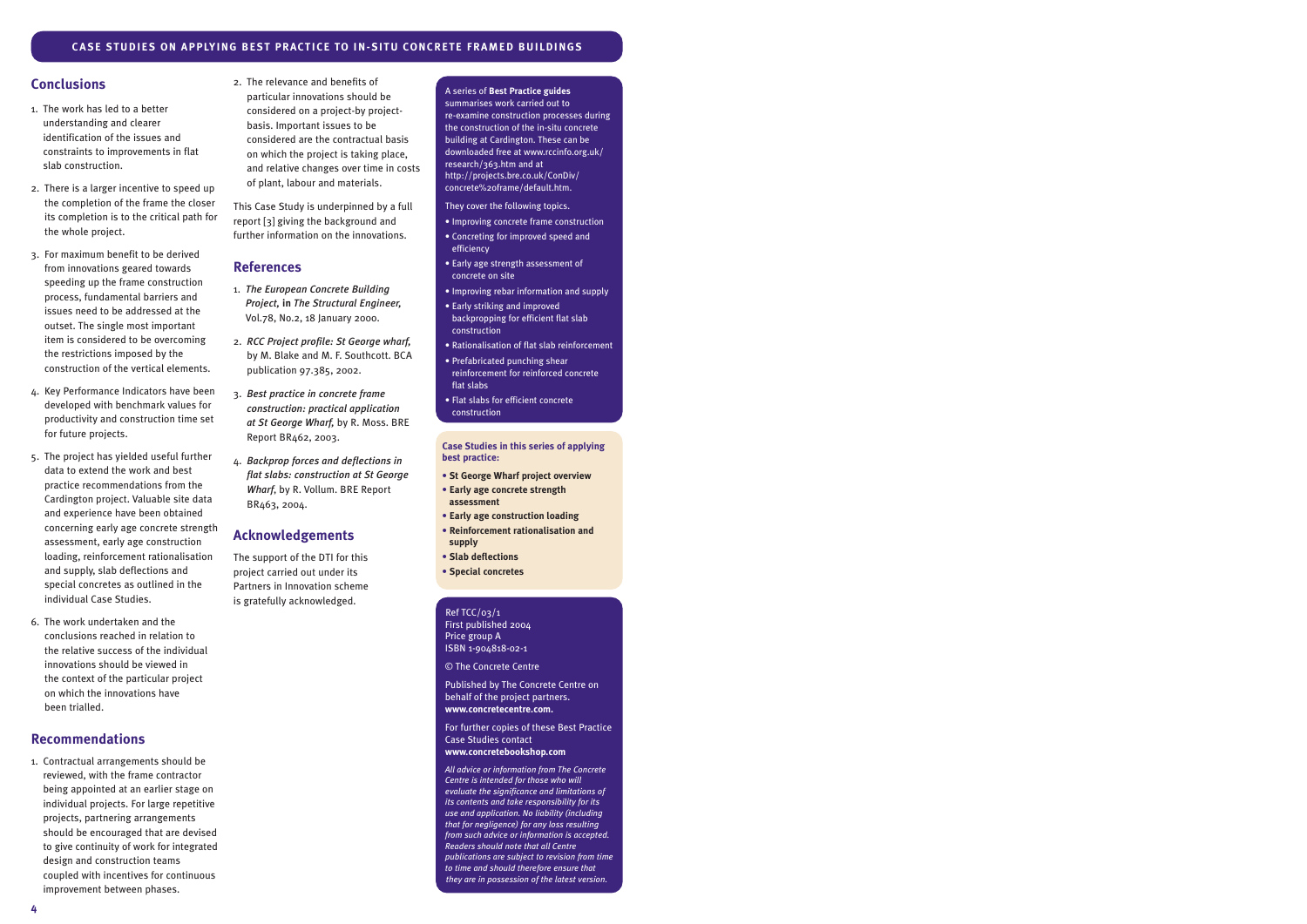## Conclusions

1. The work has led to a better understanding and clearer identification of the issues and constraints to improvements in flat slab construction.
2. There is a larger incentive to speed up the completion of the frame the closer its completion is to the critical path for the whole project.
3. For maximum benefit to be derived from innovations geared towards speeding up the frame construction process, fundamental barriers and issues need to be addressed at the outset. The single most important item is considered to be overcoming the restrictions imposed by the construction of the vertical elements.
4. Key Performance Indicators have been developed with benchmark values for productivity and construction time set for future projects.
5. The project has yielded useful further data to extend the work and best practice recommendations from the Cardington project. Valuable site data and experience have been obtained concerning early age concrete strength assessment, early age construction loading, reinforcement rationalisation and supply, slab deflections and special concretes as outlined in the individual Case Studies.
6. The work undertaken and the conclusions reached in relation to the relative success of the individual innovations should be viewed in the context of the particular project on which the innovations have been trialled.

## Recommendations

1. Contractual arrangements should be reviewed, with the frame contractor being appointed at an earlier stage on individual projects. For large repetitive projects, partnering arrangements should be encouraged that are devised to give continuity of work for integrated design and construction teams coupled with incentives for continuous improvement between phases.
2. The relevance and benefits of particular innovations should be considered on a project-by project-basis. Important issues to be considered are the contractual basis on which the project is taking place, and relative changes over time in costs of plant, labour and materials.

This Case Study is underpinned by a full report [3] giving the background and further information on the innovations.

## References

1. *The European Concrete Building Project*, **in** *The Structural Engineer,* Vol.78, No.2, 18 January 2000.
2. *RCC Project profile: St George wharf,* by M. Blake and M. F. Southcott. BCA publication 97.385, 2002.
3. *Best practice in concrete frame construction: practical application at St George Wharf,* by R. Moss. BRE Report BR462, 2003.
4. *Backprop forces and deflections in flat slabs: construction at St George Wharf*, by R. Vollum. BRE Report BR463, 2004.

## Acknowledgements

The support of the DTI for this project carried out under its Partners in Innovation scheme is gratefully acknowledged.

A series of **Best Practice guides** summarises work carried out to re-examine construction processes during the construction of the in-situ concrete building at Cardington. These can be downloaded free at www.rccinfo.org.uk/research/363.htm and at http://projects.bre.co.uk/ConDiv/concrete%20frame/default.htm.

They cover the following topics.

- Improving concrete frame construction
- Concreting for improved speed and efficiency
- Early age strength assessment of concrete on site
- Improving rebar information and supply
- Early striking and improved backpropping for efficient flat slab construction
- Rationalisation of flat slab reinforcement
- Prefabricated punching shear reinforcement for reinforced concrete flat slabs
- Flat slabs for efficient concrete construction

**Case Studies in this series of applying best practice:**

- **St George Wharf project overview**
- **Early age concrete strength assessment**
- **Early age construction loading**
- **Reinforcement rationalisation and supply**
- **Slab deflections**
- **Special concretes**

Ref TCC/03/1
First published 2004
Price group A
ISBN 1-904818-02-1

© The Concrete Centre

Published by The Concrete Centre on behalf of the project partners.
**www.concretecentre.com.**

For further copies of these Best Practice Case Studies contact
**www.concretebookshop.com**

*All advice or information from The Concrete Centre is intended for those who will evaluate the significance and limitations of its contents and take responsibility for its use and application. No liability (including that for negligence) for any loss resulting from such advice or information is accepted. Readers should note that all Centre publications are subject to revision from time to time and should therefore ensure that they are in possession of the latest version.*